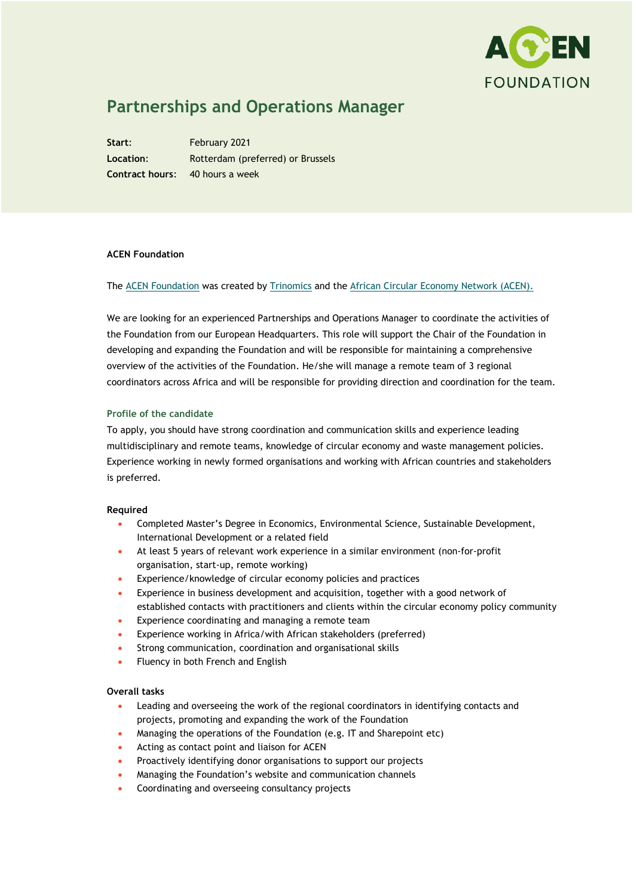# Partnerships and Operations Manager

**Start:** February 2021
**Location:** Rotterdam (preferred) or Brussels
**Contract hours:** 40 hours a week

**ACEN Foundation**

The ACEN Foundation was created by Trinomics and the African Circular Economy Network (ACEN).

We are looking for an experienced Partnerships and Operations Manager to coordinate the activities of the Foundation from our European Headquarters. This role will support the Chair of the Foundation in developing and expanding the Foundation and will be responsible for maintaining a comprehensive overview of the activities of the Foundation. He/she will manage a remote team of 3 regional coordinators across Africa and will be responsible for providing direction and coordination for the team.

## Profile of the candidate

To apply, you should have strong coordination and communication skills and experience leading multidisciplinary and remote teams, knowledge of circular economy and waste management policies. Experience working in newly formed organisations and working with African countries and stakeholders is preferred.

**Required**

- Completed Master's Degree in Economics, Environmental Science, Sustainable Development, International Development or a related field
- At least 5 years of relevant work experience in a similar environment (non-for-profit organisation, start-up, remote working)
- Experience/knowledge of circular economy policies and practices
- Experience in business development and acquisition, together with a good network of established contacts with practitioners and clients within the circular economy policy community
- Experience coordinating and managing a remote team
- Experience working in Africa/with African stakeholders (preferred)
- Strong communication, coordination and organisational skills
- Fluency in both French and English

**Overall tasks**

- Leading and overseeing the work of the regional coordinators in identifying contacts and projects, promoting and expanding the work of the Foundation
- Managing the operations of the Foundation (e.g. IT and Sharepoint etc)
- Acting as contact point and liaison for ACEN
- Proactively identifying donor organisations to support our projects
- Managing the Foundation's website and communication channels
- Coordinating and overseeing consultancy projects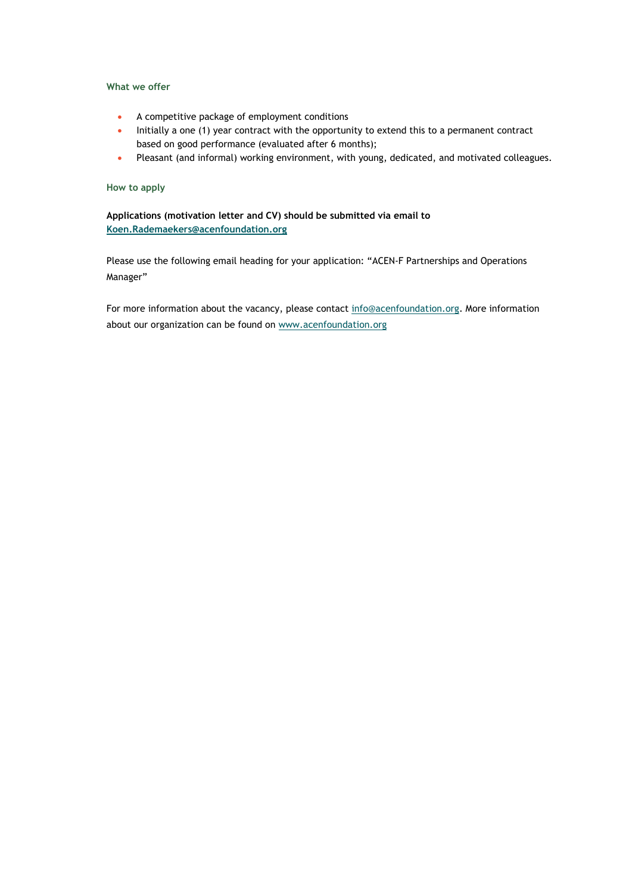### What we offer

- A competitive package of employment conditions
- Initially a one (1) year contract with the opportunity to extend this to a permanent contract based on good performance (evaluated after 6 months);
- Pleasant (and informal) working environment, with young, dedicated, and motivated colleagues.

### How to apply

**Applications (motivation letter and CV) should be submitted via email to [Koen.Rademaekers@acenfoundation.org](mailto:Koen.Rademaekers@acenfoundation.org)**

Please use the following email heading for your application: “ACEN-F Partnerships and Operations Manager”

For more information about the vacancy, please contact [info@acenfoundation.org](mailto:info@acenfoundation.org). More information about our organization can be found on [www.acenfoundation.org](http://www.acenfoundation.org)